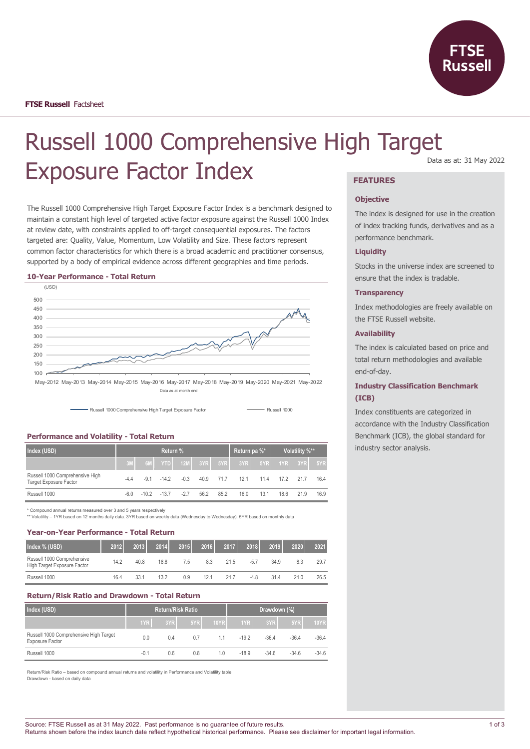**FTSE Russell** Factsheet

# Russell 1000 Comprehensive High Target Exposure Factor Index

Data as at: 31 May 2022

The Russell 1000 Comprehensive High Target Exposure Factor Index is a benchmark designed to maintain a constant high level of targeted active factor exposure against the Russell 1000 Index at review date, with constraints applied to off-target consequential exposures. The factors targeted are: Quality, Value, Momentum, Low Volatility and Size. These factors represent common factor characteristics for which there is a broad academic and practitioner consensus, supported by a body of empirical evidence across different geographies and time periods.

### 10-Year Performance - Total Return

(USD)

500
450
400
350
300
250
200
150
100

May-2012 May-2013 May-2014 May-2015 May-2016 May-2017 May-2018 May-2019 May-2020 May-2021 May-2022

Data as at month end

Russell 1000 Comprehensive High Target Exposure Factor — Russell 1000

### Performance and Volatility - Total Return

| Index (USD) | Return % | | | | | | Return pa %* | | Volatility %** | | |
|---|---|---|---|---|---|---|---|---|---|---|---|
| | 3M | 6M | YTD | 12M | 3YR | 5YR | 3YR | 5YR | 1YR | 3YR | 5YR |
| Russell 1000 Comprehensive High Target Exposure Factor | -4.4 | -9.1 | -14.2 | -0.3 | 40.9 | 71.7 | 12.1 | 11.4 | 17.2 | 21.7 | 16.4 |
| Russell 1000 | -6.0 | -10.2 | -13.7 | -2.7 | 56.2 | 85.2 | 16.0 | 13.1 | 18.6 | 21.9 | 16.9 |

\* Compound annual returns measured over 3 and 5 years respectively
\*\* Volatility – 1YR based on 12 months daily data. 3YR based on weekly data (Wednesday to Wednesday). 5YR based on monthly data

### Year-on-Year Performance - Total Return

| Index % (USD) | 2012 | 2013 | 2014 | 2015 | 2016 | 2017 | 2018 | 2019 | 2020 | 2021 |
|---|---|---|---|---|---|---|---|---|---|---|
| Russell 1000 Comprehensive High Target Exposure Factor | 14.2 | 40.8 | 18.8 | 7.5 | 8.3 | 21.5 | -5.7 | 34.9 | 8.3 | 29.7 |
| Russell 1000 | 16.4 | 33.1 | 13.2 | 0.9 | 12.1 | 21.7 | -4.8 | 31.4 | 21.0 | 26.5 |

### Return/Risk Ratio and Drawdown - Total Return

| Index (USD) | Return/Risk Ratio | | | | Drawdown (%) | | | |
|---|---|---|---|---|---|---|---|---|
| | 1YR | 3YR | 5YR | 10YR | 1YR | 3YR | 5YR | 10YR |
| Russell 1000 Comprehensive High Target Exposure Factor | 0.0 | 0.4 | 0.7 | 1.1 | -19.2 | -36.4 | -36.4 | -36.4 |
| Russell 1000 | -0.1 | 0.6 | 0.8 | 1.0 | -18.9 | -34.6 | -34.6 | -34.6 |

Return/Risk Ratio – based on compound annual returns and volatility in Performance and Volatility table
Drawdown - based on daily data

## FEATURES

### Objective

The index is designed for use in the creation of index tracking funds, derivatives and as a performance benchmark.

### Liquidity

Stocks in the universe index are screened to ensure that the index is tradable.

### Transparency

Index methodologies are freely available on the FTSE Russell website.

### Availability

The index is calculated based on price and total return methodologies and available end-of-day.

### Industry Classification Benchmark (ICB)

Index constituents are categorized in accordance with the Industry Classification Benchmark (ICB), the global standard for industry sector analysis.

Source: FTSE Russell as at 31 May 2022. Past performance is no guarantee of future results.
Returns shown before the index launch date reflect hypothetical historical performance. Please see disclaimer for important legal information.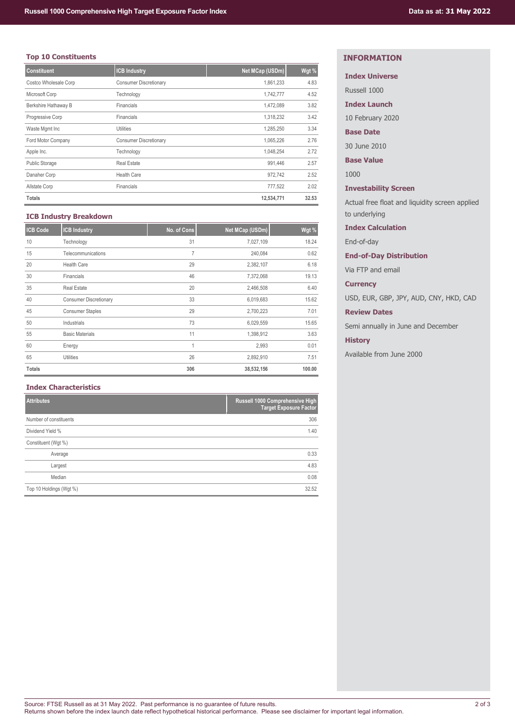## Top 10 Constituents

| Constituent | ICB Industry | Net MCap (USDm) | Wgt % |
|---|---|---|---|
| Costco Wholesale Corp | Consumer Discretionary | 1,861,233 | 4.83 |
| Microsoft Corp | Technology | 1,742,777 | 4.52 |
| Berkshire Hathaway B | Financials | 1,472,089 | 3.82 |
| Progressive Corp | Financials | 1,318,232 | 3.42 |
| Waste Mgmt Inc | Utilities | 1,285,250 | 3.34 |
| Ford Motor Company | Consumer Discretionary | 1,065,226 | 2.76 |
| Apple Inc. | Technology | 1,048,254 | 2.72 |
| Public Storage | Real Estate | 991,446 | 2.57 |
| Danaher Corp | Health Care | 972,742 | 2.52 |
| Allstate Corp | Financials | 777,522 | 2.02 |
| **Totals** | | **12,534,771** | **32.53** |

## ICB Industry Breakdown

| ICB Code | ICB Industry | No. of Cons | Net MCap (USDm) | Wgt % |
|---|---|---|---|---|
| 10 | Technology | 31 | 7,027,109 | 18.24 |
| 15 | Telecommunications | 7 | 240,084 | 0.62 |
| 20 | Health Care | 29 | 2,382,107 | 6.18 |
| 30 | Financials | 46 | 7,372,068 | 19.13 |
| 35 | Real Estate | 20 | 2,466,508 | 6.40 |
| 40 | Consumer Discretionary | 33 | 6,019,683 | 15.62 |
| 45 | Consumer Staples | 29 | 2,700,223 | 7.01 |
| 50 | Industrials | 73 | 6,029,559 | 15.65 |
| 55 | Basic Materials | 11 | 1,398,912 | 3.63 |
| 60 | Energy | 1 | 2,993 | 0.01 |
| 65 | Utilities | 26 | 2,892,910 | 7.51 |
| **Totals** | | **306** | **38,532,156** | **100.00** |

## Index Characteristics

| Attributes | Russell 1000 Comprehensive High Target Exposure Factor |
|---|---|
| Number of constituents | 306 |
| Dividend Yield % | 1.40 |
| Constituent (Wgt %) | |
| Average | 0.33 |
| Largest | 4.83 |
| Median | 0.08 |
| Top 10 Holdings (Wgt %) | 32.52 |

## INFORMATION

**Index Universe**

Russell 1000

**Index Launch**

10 February 2020

**Base Date**

30 June 2010

**Base Value**

1000

**Investability Screen**

Actual free float and liquidity screen applied to underlying

**Index Calculation**

End-of-day

**End-of-Day Distribution**

Via FTP and email

**Currency**

USD, EUR, GBP, JPY, AUD, CNY, HKD, CAD

**Review Dates**

Semi annually in June and December

**History**

Available from June 2000

Source: FTSE Russell as at 31 May 2022. Past performance is no guarantee of future results.
Returns shown before the index launch date reflect hypothetical historical performance. Please see disclaimer for important legal information.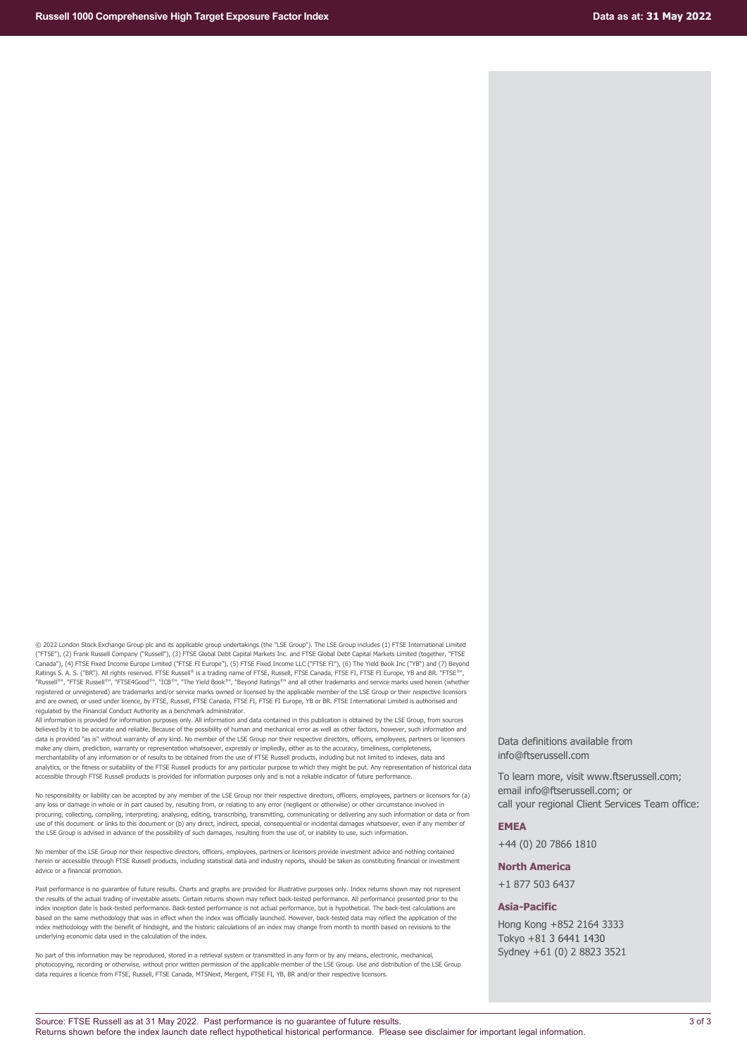© 2022 London Stock Exchange Group plc and its applicable group undertakings (the "LSE Group"). The LSE Group includes (1) FTSE International Limited ("FTSE"), (2) Frank Russell Company ("Russell"), (3) FTSE Global Debt Capital Markets Inc. and FTSE Global Debt Capital Markets Limited (together, "FTSE Canada"), (4) FTSE Fixed Income Europe Limited ("FTSE FI Europe"), (5) FTSE Fixed Income LLC ("FTSE FI"), (6) The Yield Book Inc ("YB") and (7) Beyond Ratings S. A. S. ("BR"). All rights reserved. FTSE Russell® is a trading name of FTSE, Russell, FTSE Canada, FTSE FI, FTSE FI Europe, YB and BR. "FTSE®", "Russell®", "FTSE Russell®", "FTSE4Good®", "ICB®", "The Yield Book®", "Beyond Ratings®" and all other trademarks and service marks used herein (whether registered or unregistered) are trademarks and/or service marks owned or licensed by the applicable member of the LSE Group or their respective licensors and are owned, or used under licence, by FTSE, Russell, FTSE Canada, FTSE FI, FTSE FI Europe, YB or BR. FTSE International Limited is authorised and regulated by the Financial Conduct Authority as a benchmark administrator.

All information is provided for information purposes only. All information and data contained in this publication is obtained by the LSE Group, from sources believed by it to be accurate and reliable. Because of the possibility of human and mechanical error as well as other factors, however, such information and data is provided "as is" without warranty of any kind. No member of the LSE Group nor their respective directors, officers, employees, partners or licensors make any claim, prediction, warranty or representation whatsoever, expressly or impliedly, either as to the accuracy, timeliness, completeness, merchantability of any information or of results to be obtained from the use of FTSE Russell products, including but not limited to indexes, data and analytics, or the fitness or suitability of the FTSE Russell products for any particular purpose to which they might be put. Any representation of historical data accessible through FTSE Russell products is provided for information purposes only and is not a reliable indicator of future performance.

No responsibility or liability can be accepted by any member of the LSE Group nor their respective directors, officers, employees, partners or licensors for (a) any loss or damage in whole or in part caused by, resulting from, or relating to any error (negligent or otherwise) or other circumstance involved in procuring, collecting, compiling, interpreting, analysing, editing, transcribing, transmitting, communicating or delivering any such information or data or from use of this document or links to this document or (b) any direct, indirect, special, consequential or incidental damages whatsoever, even if any member of the LSE Group is advised in advance of the possibility of such damages, resulting from the use of, or inability to use, such information.

No member of the LSE Group nor their respective directors, officers, employees, partners or licensors provide investment advice and nothing contained herein or accessible through FTSE Russell products, including statistical data and industry reports, should be taken as constituting financial or investment advice or a financial promotion.

Past performance is no guarantee of future results. Charts and graphs are provided for illustrative purposes only. Index returns shown may not represent the results of the actual trading of investable assets. Certain returns shown may reflect back-tested performance. All performance presented prior to the index inception date is back-tested performance. Back-tested performance is not actual performance, but is hypothetical. The back-test calculations are based on the same methodology that was in effect when the index was officially launched. However, back-tested data may reflect the application of the index methodology with the benefit of hindsight, and the historic calculations of an index may change from month to month based on revisions to the underlying economic data used in the calculation of the index.

No part of this information may be reproduced, stored in a retrieval system or transmitted in any form or by any means, electronic, mechanical, photocopying, recording or otherwise, without prior written permission of the applicable member of the LSE Group. Use and distribution of the LSE Group data requires a licence from FTSE, Russell, FTSE Canada, MTSNext, Mergent, FTSE FI, YB, BR and/or their respective licensors.

Data definitions available from info@ftserussell.com

To learn more, visit www.ftserussell.com; email info@ftserussell.com; or call your regional Client Services Team office:

**EMEA**

+44 (0) 20 7866 1810

**North America**

+1 877 503 6437

**Asia-Pacific**

Hong Kong +852 2164 3333
Tokyo +81 3 6441 1430
Sydney +61 (0) 2 8823 3521

Source: FTSE Russell as at 31 May 2022. Past performance is no guarantee of future results.
Returns shown before the index launch date reflect hypothetical historical performance. Please see disclaimer for important legal information.